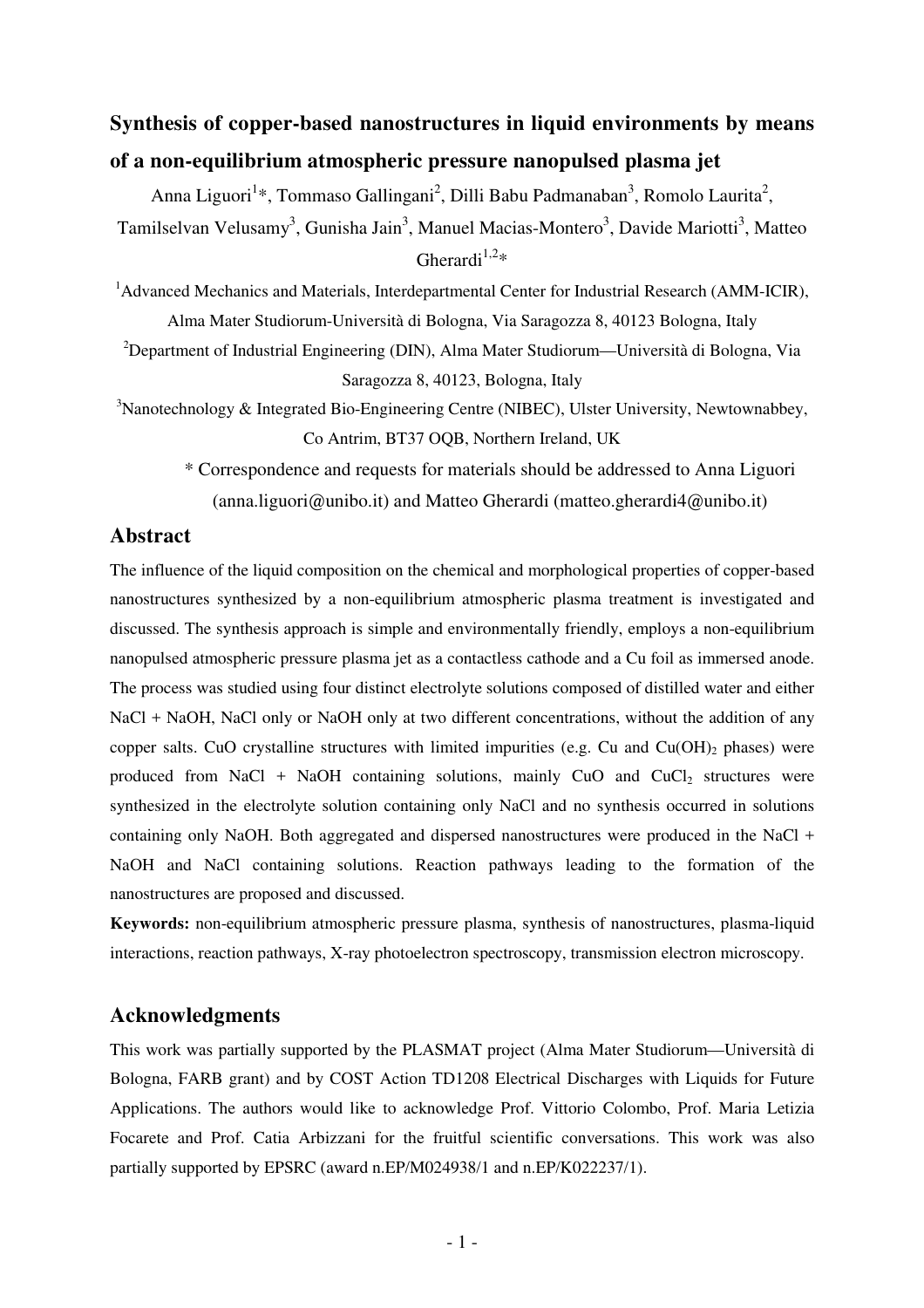# Synthesis of copper-based nanostructures in liquid environments by means of a non-equilibrium atmospheric pressure nanopulsed plasma jet

Anna Liguori[1]*, Tommaso Gallingani[2], Dilli Babu Padmanaban[3], Romolo Laurita[2], Tamilselvan Velusamy[3], Gunisha Jain[3], Manuel Macias-Montero[3], Davide Mariotti[3], Matteo Gherardi[1,2]*

[1]Advanced Mechanics and Materials, Interdepartmental Center for Industrial Research (AMM-ICIR), Alma Mater Studiorum-Università di Bologna, Via Saragozza 8, 40123 Bologna, Italy

[2]Department of Industrial Engineering (DIN), Alma Mater Studiorum—Università di Bologna, Via Saragozza 8, 40123, Bologna, Italy

[3]Nanotechnology & Integrated Bio-Engineering Centre (NIBEC), Ulster University, Newtownabbey, Co Antrim, BT37 OQB, Northern Ireland, UK

\* Correspondence and requests for materials should be addressed to Anna Liguori (anna.liguori@unibo.it) and Matteo Gherardi (matteo.gherardi4@unibo.it)

## Abstract

The influence of the liquid composition on the chemical and morphological properties of copper-based nanostructures synthesized by a non-equilibrium atmospheric plasma treatment is investigated and discussed. The synthesis approach is simple and environmentally friendly, employs a non-equilibrium nanopulsed atmospheric pressure plasma jet as a contactless cathode and a Cu foil as immersed anode. The process was studied using four distinct electrolyte solutions composed of distilled water and either NaCl + NaOH, NaCl only or NaOH only at two different concentrations, without the addition of any copper salts. CuO crystalline structures with limited impurities (e.g. Cu and $Cu(OH)_2$ phases) were produced from NaCl + NaOH containing solutions, mainly CuO and $CuCl_2$ structures were synthesized in the electrolyte solution containing only NaCl and no synthesis occurred in solutions containing only NaOH. Both aggregated and dispersed nanostructures were produced in the NaCl + NaOH and NaCl containing solutions. Reaction pathways leading to the formation of the nanostructures are proposed and discussed.

**Keywords:** non-equilibrium atmospheric pressure plasma, synthesis of nanostructures, plasma-liquid interactions, reaction pathways, X-ray photoelectron spectroscopy, transmission electron microscopy.

## Acknowledgments

This work was partially supported by the PLASMAT project (Alma Mater Studiorum—Università di Bologna, FARB grant) and by COST Action TD1208 Electrical Discharges with Liquids for Future Applications. The authors would like to acknowledge Prof. Vittorio Colombo, Prof. Maria Letizia Focarete and Prof. Catia Arbizzani for the fruitful scientific conversations. This work was also partially supported by EPSRC (award n.EP/M024938/1 and n.EP/K022237/1).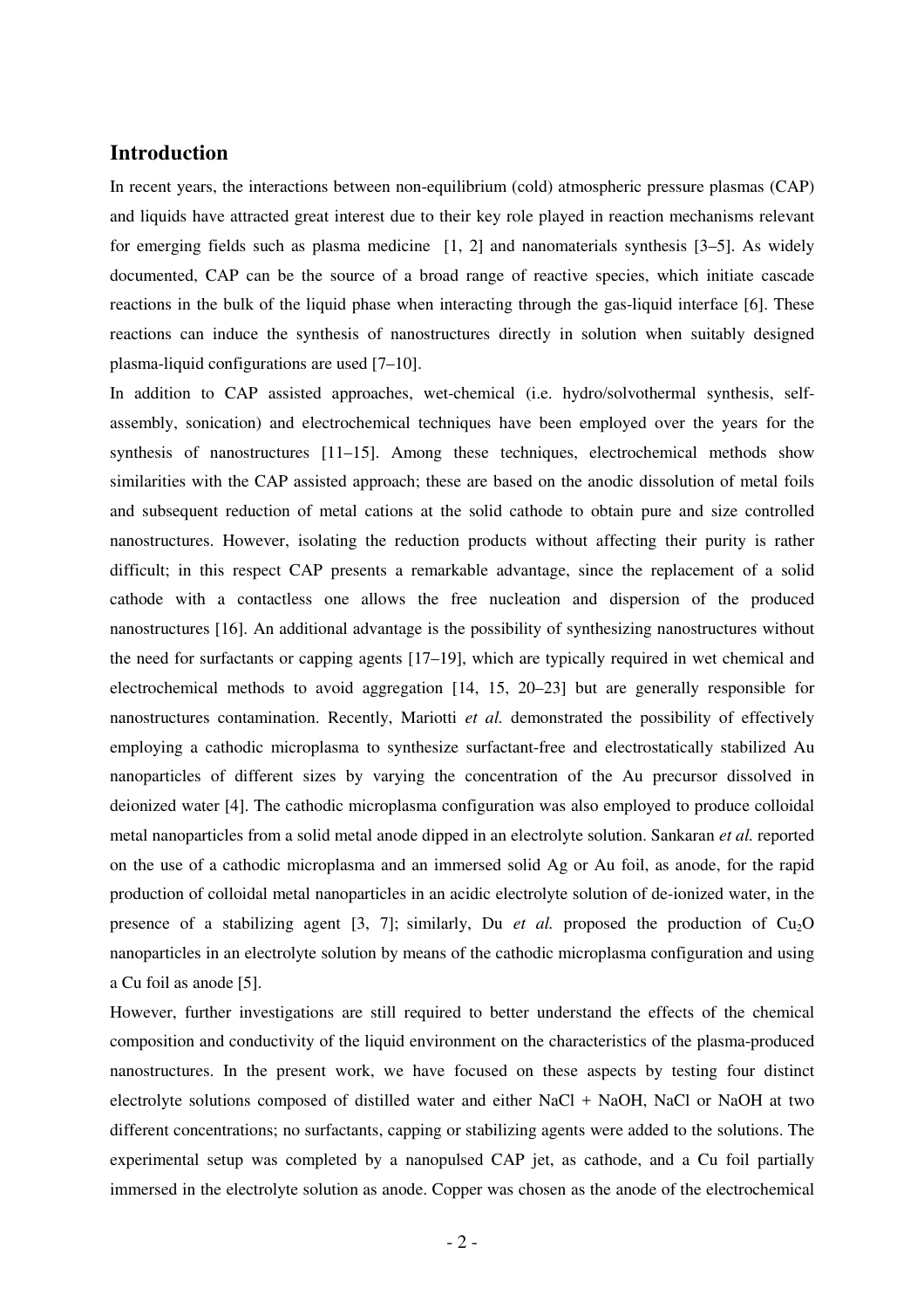## Introduction

In recent years, the interactions between non-equilibrium (cold) atmospheric pressure plasmas (CAP) and liquids have attracted great interest due to their key role played in reaction mechanisms relevant for emerging fields such as plasma medicine [1, 2] and nanomaterials synthesis [3–5]. As widely documented, CAP can be the source of a broad range of reactive species, which initiate cascade reactions in the bulk of the liquid phase when interacting through the gas-liquid interface [6]. These reactions can induce the synthesis of nanostructures directly in solution when suitably designed plasma-liquid configurations are used [7–10].

In addition to CAP assisted approaches, wet-chemical (i.e. hydro/solvothermal synthesis, self-assembly, sonication) and electrochemical techniques have been employed over the years for the synthesis of nanostructures [11–15]. Among these techniques, electrochemical methods show similarities with the CAP assisted approach; these are based on the anodic dissolution of metal foils and subsequent reduction of metal cations at the solid cathode to obtain pure and size controlled nanostructures. However, isolating the reduction products without affecting their purity is rather difficult; in this respect CAP presents a remarkable advantage, since the replacement of a solid cathode with a contactless one allows the free nucleation and dispersion of the produced nanostructures [16]. An additional advantage is the possibility of synthesizing nanostructures without the need for surfactants or capping agents [17–19], which are typically required in wet chemical and electrochemical methods to avoid aggregation [14, 15, 20–23] but are generally responsible for nanostructures contamination. Recently, Mariotti *et al.* demonstrated the possibility of effectively employing a cathodic microplasma to synthesize surfactant-free and electrostatically stabilized Au nanoparticles of different sizes by varying the concentration of the Au precursor dissolved in deionized water [4]. The cathodic microplasma configuration was also employed to produce colloidal metal nanoparticles from a solid metal anode dipped in an electrolyte solution. Sankaran *et al.* reported on the use of a cathodic microplasma and an immersed solid Ag or Au foil, as anode, for the rapid production of colloidal metal nanoparticles in an acidic electrolyte solution of de-ionized water, in the presence of a stabilizing agent [3, 7]; similarly, Du *et al.* proposed the production of $Cu_2O$ nanoparticles in an electrolyte solution by means of the cathodic microplasma configuration and using a Cu foil as anode [5].

However, further investigations are still required to better understand the effects of the chemical composition and conductivity of the liquid environment on the characteristics of the plasma-produced nanostructures. In the present work, we have focused on these aspects by testing four distinct electrolyte solutions composed of distilled water and either NaCl + NaOH, NaCl or NaOH at two different concentrations; no surfactants, capping or stabilizing agents were added to the solutions. The experimental setup was completed by a nanopulsed CAP jet, as cathode, and a Cu foil partially immersed in the electrolyte solution as anode. Copper was chosen as the anode of the electrochemical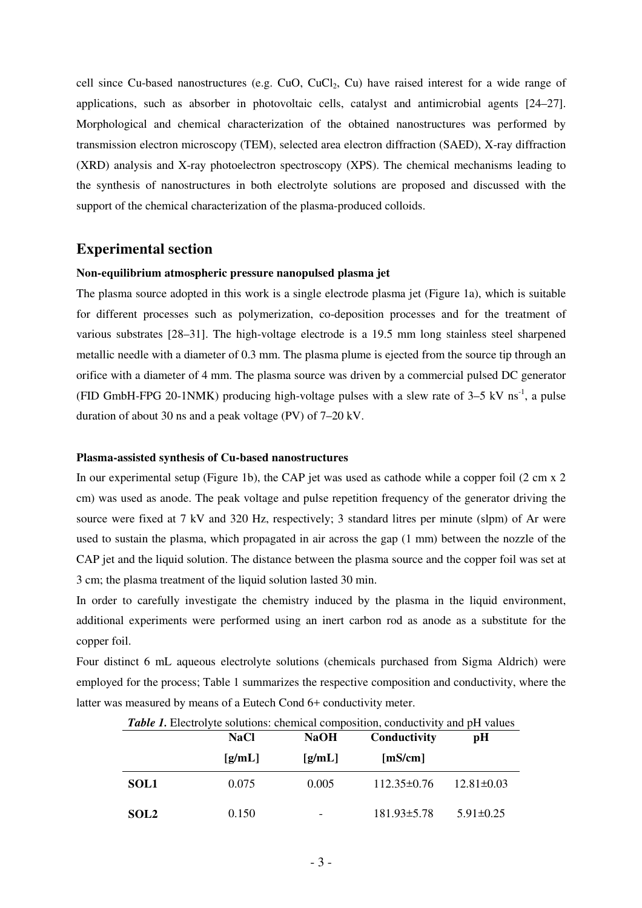cell since Cu-based nanostructures (e.g. CuO, $CuCl_2$, Cu) have raised interest for a wide range of applications, such as absorber in photovoltaic cells, catalyst and antimicrobial agents [24–27]. Morphological and chemical characterization of the obtained nanostructures was performed by transmission electron microscopy (TEM), selected area electron diffraction (SAED), X-ray diffraction (XRD) analysis and X-ray photoelectron spectroscopy (XPS). The chemical mechanisms leading to the synthesis of nanostructures in both electrolyte solutions are proposed and discussed with the support of the chemical characterization of the plasma-produced colloids.

## Experimental section

### Non-equilibrium atmospheric pressure nanopulsed plasma jet

The plasma source adopted in this work is a single electrode plasma jet (Figure 1a), which is suitable for different processes such as polymerization, co-deposition processes and for the treatment of various substrates [28–31]. The high-voltage electrode is a 19.5 mm long stainless steel sharpened metallic needle with a diameter of 0.3 mm. The plasma plume is ejected from the source tip through an orifice with a diameter of 4 mm. The plasma source was driven by a commercial pulsed DC generator (FID GmbH-FPG 20-1NMK) producing high-voltage pulses with a slew rate of 3–5 kV $ns^{-1}$, a pulse duration of about 30 ns and a peak voltage (PV) of 7–20 kV.

### Plasma-assisted synthesis of Cu-based nanostructures

In our experimental setup (Figure 1b), the CAP jet was used as cathode while a copper foil (2 cm x 2 cm) was used as anode. The peak voltage and pulse repetition frequency of the generator driving the source were fixed at 7 kV and 320 Hz, respectively; 3 standard litres per minute (slpm) of Ar were used to sustain the plasma, which propagated in air across the gap (1 mm) between the nozzle of the CAP jet and the liquid solution. The distance between the plasma source and the copper foil was set at 3 cm; the plasma treatment of the liquid solution lasted 30 min.

In order to carefully investigate the chemistry induced by the plasma in the liquid environment, additional experiments were performed using an inert carbon rod as anode as a substitute for the copper foil.

Four distinct 6 mL aqueous electrolyte solutions (chemicals purchased from Sigma Aldrich) were employed for the process; Table 1 summarizes the respective composition and conductivity, where the latter was measured by means of a Eutech Cond 6+ conductivity meter.

***Table 1.*** Electrolyte solutions: chemical composition, conductivity and pH values

| | NaCl [g/mL] | NaOH [g/mL] | Conductivity [mS/cm] | pH |
|---|---|---|---|---|
| **SOL1** | 0.075 | 0.005 | 112.35±0.76 | 12.81±0.03 |
| **SOL2** | 0.150 | - | 181.93±5.78 | 5.91±0.25 |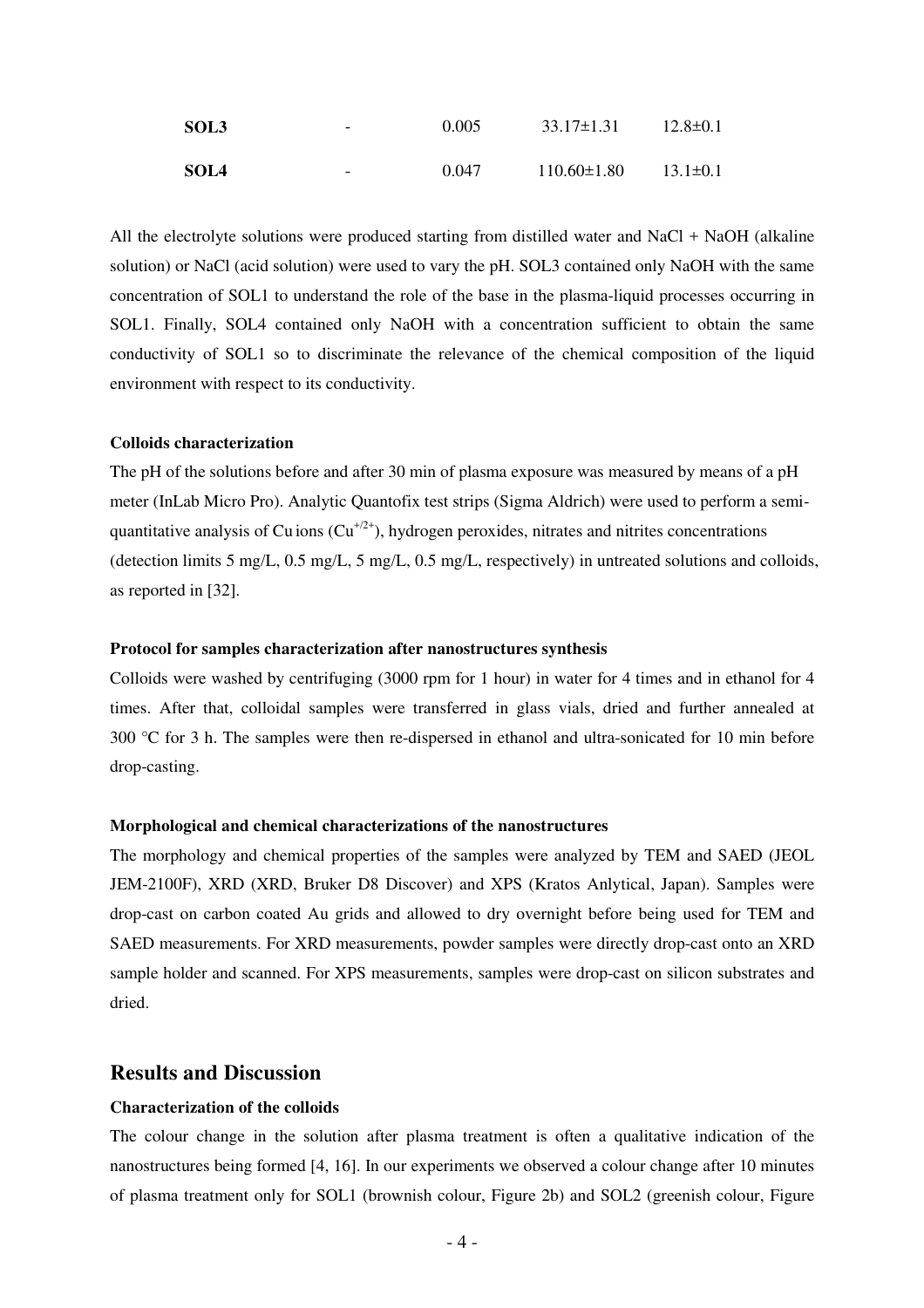| SOL3 | - | 0.005 | 33.17±1.31 | 12.8±0.1 |
|---|---|---|---|---|
| SOL4 | - | 0.047 | 110.60±1.80 | 13.1±0.1 |

All the electrolyte solutions were produced starting from distilled water and NaCl + NaOH (alkaline solution) or NaCl (acid solution) were used to vary the pH. SOL3 contained only NaOH with the same concentration of SOL1 to understand the role of the base in the plasma-liquid processes occurring in SOL1. Finally, SOL4 contained only NaOH with a concentration sufficient to obtain the same conductivity of SOL1 so to discriminate the relevance of the chemical composition of the liquid environment with respect to its conductivity.

**Colloids characterization**

The pH of the solutions before and after 30 min of plasma exposure was measured by means of a pH meter (InLab Micro Pro). Analytic Quantofix test strips (Sigma Aldrich) were used to perform a semi-quantitative analysis of Cu ions ($Cu^{+/2+}$), hydrogen peroxides, nitrates and nitrites concentrations (detection limits 5 mg/L, 0.5 mg/L, 5 mg/L, 0.5 mg/L, respectively) in untreated solutions and colloids, as reported in [32].

**Protocol for samples characterization after nanostructures synthesis**

Colloids were washed by centrifuging (3000 rpm for 1 hour) in water for 4 times and in ethanol for 4 times. After that, colloidal samples were transferred in glass vials, dried and further annealed at 300 °C for 3 h. The samples were then re-dispersed in ethanol and ultra-sonicated for 10 min before drop-casting.

**Morphological and chemical characterizations of the nanostructures**

The morphology and chemical properties of the samples were analyzed by TEM and SAED (JEOL JEM-2100F), XRD (XRD, Bruker D8 Discover) and XPS (Kratos Anlytical, Japan). Samples were drop-cast on carbon coated Au grids and allowed to dry overnight before being used for TEM and SAED measurements. For XRD measurements, powder samples were directly drop-cast onto an XRD sample holder and scanned. For XPS measurements, samples were drop-cast on silicon substrates and dried.

## Results and Discussion

**Characterization of the colloids**

The colour change in the solution after plasma treatment is often a qualitative indication of the nanostructures being formed [4, 16]. In our experiments we observed a colour change after 10 minutes of plasma treatment only for SOL1 (brownish colour, Figure 2b) and SOL2 (greenish colour, Figure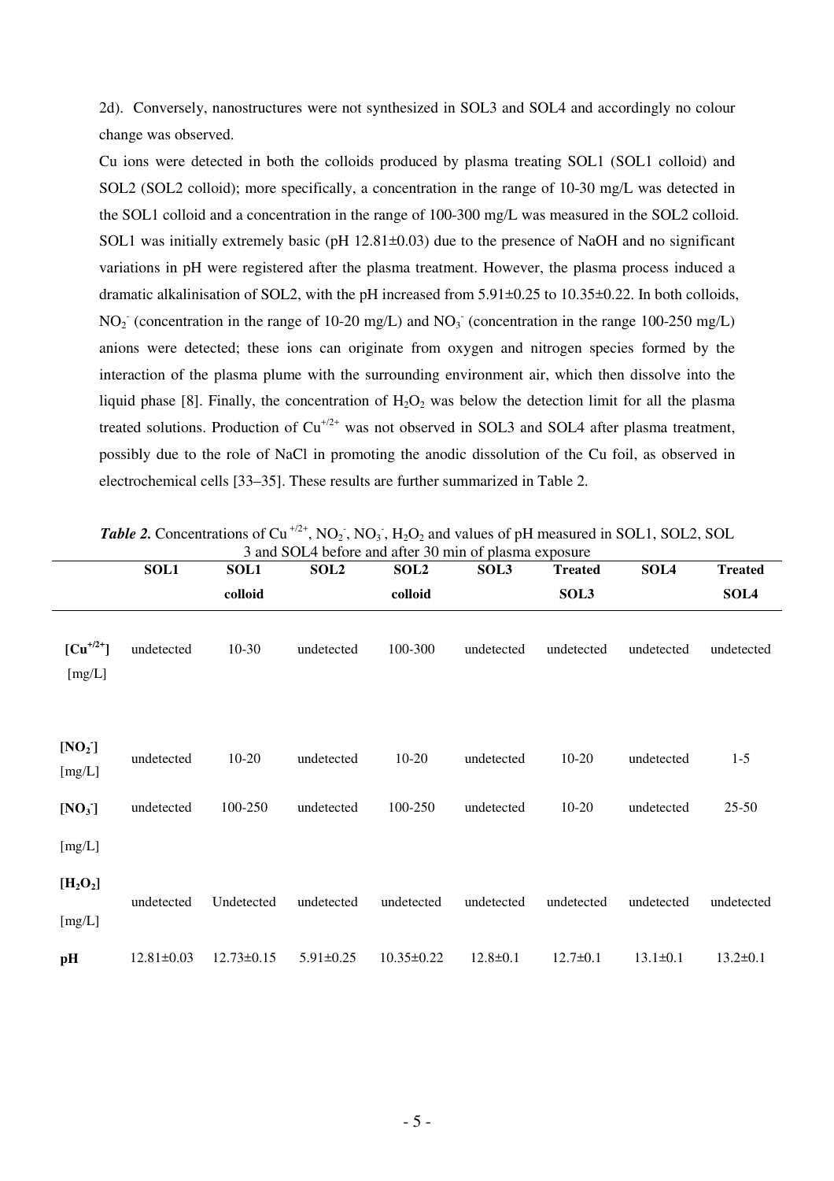2d). Conversely, nanostructures were not synthesized in SOL3 and SOL4 and accordingly no colour change was observed.

Cu ions were detected in both the colloids produced by plasma treating SOL1 (SOL1 colloid) and SOL2 (SOL2 colloid); more specifically, a concentration in the range of 10-30 mg/L was detected in the SOL1 colloid and a concentration in the range of 100-300 mg/L was measured in the SOL2 colloid. SOL1 was initially extremely basic (pH 12.81±0.03) due to the presence of NaOH and no significant variations in pH were registered after the plasma treatment. However, the plasma process induced a dramatic alkalinisation of SOL2, with the pH increased from 5.91±0.25 to 10.35±0.22. In both colloids, $NO_2^-$ (concentration in the range of 10-20 mg/L) and $NO_3^-$ (concentration in the range 100-250 mg/L) anions were detected; these ions can originate from oxygen and nitrogen species formed by the interaction of the plasma plume with the surrounding environment air, which then dissolve into the liquid phase [8]. Finally, the concentration of $H_2O_2$ was below the detection limit for all the plasma treated solutions. Production of $Cu^{+/2+}$ was not observed in SOL3 and SOL4 after plasma treatment, possibly due to the role of NaCl in promoting the anodic dissolution of the Cu foil, as observed in electrochemical cells [33–35]. These results are further summarized in Table 2.

***Table 2.*** Concentrations of $Cu^{+/2+}$, $NO_2^-$, $NO_3^-$, $H_2O_2$ and values of pH measured in SOL1, SOL2, SOL 3 and SOL4 before and after 30 min of plasma exposure

| | **SOL1** | **SOL1 colloid** | **SOL2** | **SOL2 colloid** | **SOL3** | **Treated SOL3** | **SOL4** | **Treated SOL4** |
|---|---|---|---|---|---|---|---|---|
| **[$Cu^{+/2+}$]** [mg/L] | undetected | 10-30 | undetected | 100-300 | undetected | undetected | undetected | undetected |
| **[$NO_2^-$]** [mg/L] | undetected | 10-20 | undetected | 10-20 | undetected | 10-20 | undetected | 1-5 |
| **[$NO_3^-$]** [mg/L] | undetected | 100-250 | undetected | 100-250 | undetected | 10-20 | undetected | 25-50 |
| **[$H_2O_2$]** [mg/L] | undetected | Undetected | undetected | undetected | undetected | undetected | undetected | undetected |
| **pH** | 12.81±0.03 | 12.73±0.15 | 5.91±0.25 | 10.35±0.22 | 12.8±0.1 | 12.7±0.1 | 13.1±0.1 | 13.2±0.1 |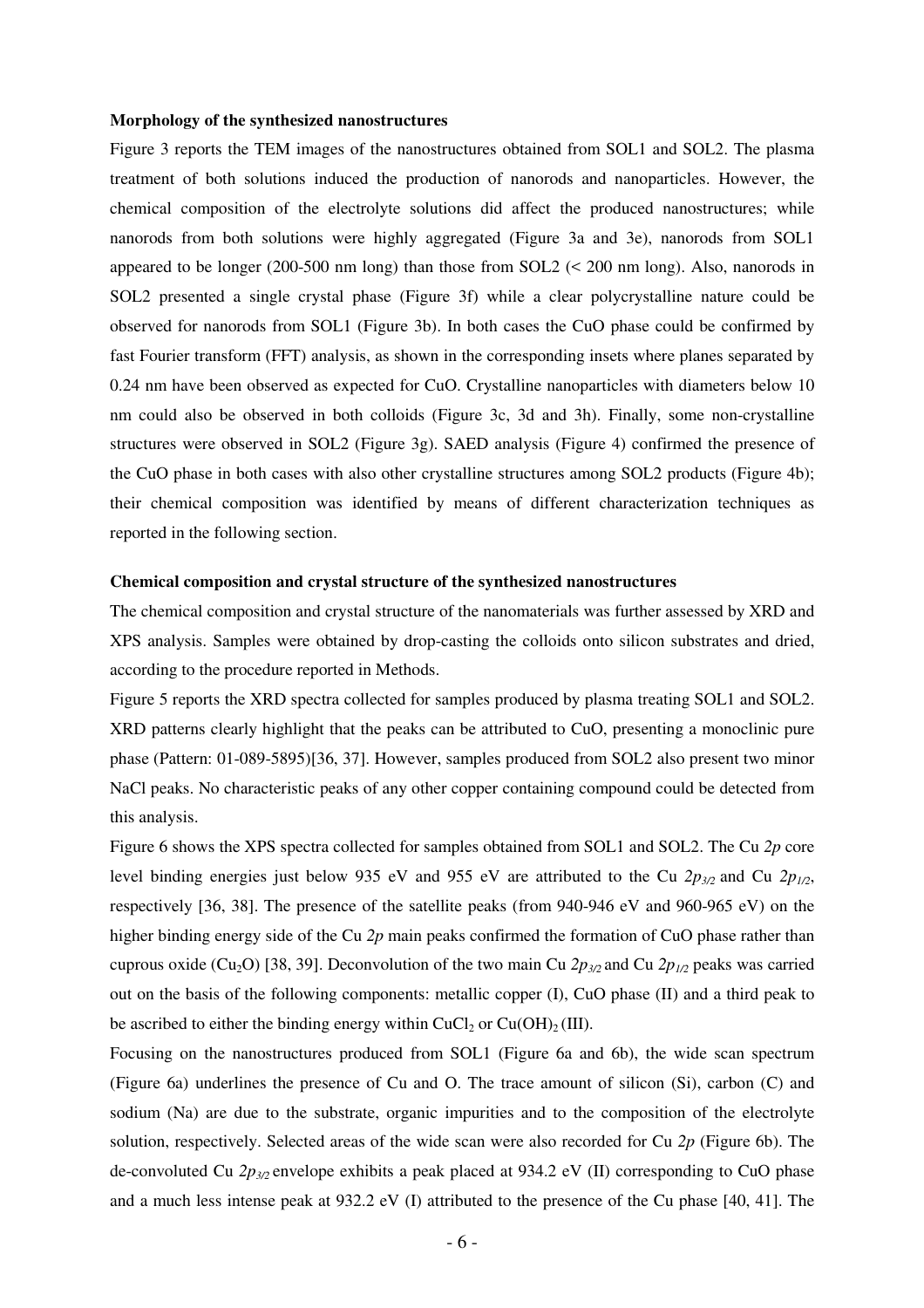**Morphology of the synthesized nanostructures**

Figure 3 reports the TEM images of the nanostructures obtained from SOL1 and SOL2. The plasma treatment of both solutions induced the production of nanorods and nanoparticles. However, the chemical composition of the electrolyte solutions did affect the produced nanostructures; while nanorods from both solutions were highly aggregated (Figure 3a and 3e), nanorods from SOL1 appeared to be longer (200-500 nm long) than those from SOL2 (< 200 nm long). Also, nanorods in SOL2 presented a single crystal phase (Figure 3f) while a clear polycrystalline nature could be observed for nanorods from SOL1 (Figure 3b). In both cases the CuO phase could be confirmed by fast Fourier transform (FFT) analysis, as shown in the corresponding insets where planes separated by 0.24 nm have been observed as expected for CuO. Crystalline nanoparticles with diameters below 10 nm could also be observed in both colloids (Figure 3c, 3d and 3h). Finally, some non-crystalline structures were observed in SOL2 (Figure 3g). SAED analysis (Figure 4) confirmed the presence of the CuO phase in both cases with also other crystalline structures among SOL2 products (Figure 4b); their chemical composition was identified by means of different characterization techniques as reported in the following section.

**Chemical composition and crystal structure of the synthesized nanostructures**

The chemical composition and crystal structure of the nanomaterials was further assessed by XRD and XPS analysis. Samples were obtained by drop-casting the colloids onto silicon substrates and dried, according to the procedure reported in Methods.

Figure 5 reports the XRD spectra collected for samples produced by plasma treating SOL1 and SOL2. XRD patterns clearly highlight that the peaks can be attributed to CuO, presenting a monoclinic pure phase (Pattern: 01-089-5895)[36, 37]. However, samples produced from SOL2 also present two minor NaCl peaks. No characteristic peaks of any other copper containing compound could be detected from this analysis.

Figure 6 shows the XPS spectra collected for samples obtained from SOL1 and SOL2. The Cu *2p* core level binding energies just below 935 eV and 955 eV are attributed to the Cu $2p_{3/2}$ and Cu $2p_{1/2}$, respectively [36, 38]. The presence of the satellite peaks (from 940-946 eV and 960-965 eV) on the higher binding energy side of the Cu *2p* main peaks confirmed the formation of CuO phase rather than cuprous oxide ($Cu_2O$) [38, 39]. Deconvolution of the two main Cu $2p_{3/2}$ and Cu $2p_{1/2}$ peaks was carried out on the basis of the following components: metallic copper (I), CuO phase (II) and a third peak to be ascribed to either the binding energy within $CuCl_2$ or $Cu(OH)_2$ (III).

Focusing on the nanostructures produced from SOL1 (Figure 6a and 6b), the wide scan spectrum (Figure 6a) underlines the presence of Cu and O. The trace amount of silicon (Si), carbon (C) and sodium (Na) are due to the substrate, organic impurities and to the composition of the electrolyte solution, respectively. Selected areas of the wide scan were also recorded for Cu *2p* (Figure 6b). The de-convoluted Cu $2p_{3/2}$ envelope exhibits a peak placed at 934.2 eV (II) corresponding to CuO phase and a much less intense peak at 932.2 eV (I) attributed to the presence of the Cu phase [40, 41]. The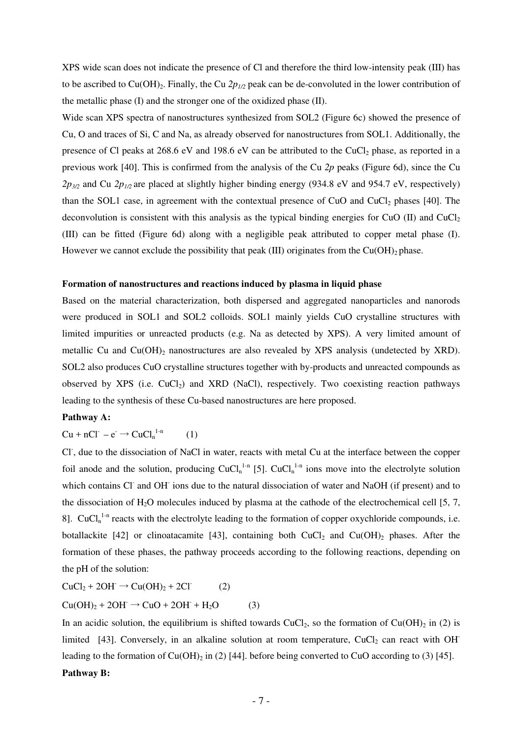XPS wide scan does not indicate the presence of Cl and therefore the third low-intensity peak (III) has to be ascribed to $Cu(OH)_2$. Finally, the Cu $2p_{1/2}$ peak can be de-convoluted in the lower contribution of the metallic phase (I) and the stronger one of the oxidized phase (II).

Wide scan XPS spectra of nanostructures synthesized from SOL2 (Figure 6c) showed the presence of Cu, O and traces of Si, C and Na, as already observed for nanostructures from SOL1. Additionally, the presence of Cl peaks at 268.6 eV and 198.6 eV can be attributed to the $CuCl_2$ phase, as reported in a previous work [40]. This is confirmed from the analysis of the Cu $2p$ peaks (Figure 6d), since the Cu $2p_{3/2}$ and Cu $2p_{1/2}$ are placed at slightly higher binding energy (934.8 eV and 954.7 eV, respectively) than the SOL1 case, in agreement with the contextual presence of CuO and $CuCl_2$ phases [40]. The deconvolution is consistent with this analysis as the typical binding energies for CuO (II) and $CuCl_2$ (III) can be fitted (Figure 6d) along with a negligible peak attributed to copper metal phase (I). However we cannot exclude the possibility that peak (III) originates from the $Cu(OH)_2$ phase.

**Formation of nanostructures and reactions induced by plasma in liquid phase**

Based on the material characterization, both dispersed and aggregated nanoparticles and nanorods were produced in SOL1 and SOL2 colloids. SOL1 mainly yields CuO crystalline structures with limited impurities or unreacted products (e.g. Na as detected by XPS). A very limited amount of metallic Cu and $Cu(OH)_2$ nanostructures are also revealed by XPS analysis (undetected by XRD). SOL2 also produces CuO crystalline structures together with by-products and unreacted compounds as observed by XPS (i.e. $CuCl_2$) and XRD (NaCl), respectively. Two coexisting reaction pathways leading to the synthesis of these Cu-based nanostructures are here proposed.

**Pathway A:**

$$Cu + nCl^- - e^- \rightarrow CuCl_n^{1-n} \qquad (1)$$

$Cl^-$, due to the dissociation of NaCl in water, reacts with metal Cu at the interface between the copper foil anode and the solution, producing $CuCl_n^{1-n}$ [5]. $CuCl_n^{1-n}$ ions move into the electrolyte solution which contains $Cl^-$ and $OH^-$ ions due to the natural dissociation of water and NaOH (if present) and to the dissociation of $H_2O$ molecules induced by plasma at the cathode of the electrochemical cell [5, 7, 8]. $CuCl_n^{1-n}$ reacts with the electrolyte leading to the formation of copper oxychloride compounds, i.e. botallackite [42] or clinoatacamite [43], containing both $CuCl_2$ and $Cu(OH)_2$ phases. After the formation of these phases, the pathway proceeds according to the following reactions, depending on the pH of the solution:

$$CuCl_2 + 2OH^- \rightarrow Cu(OH)_2 + 2Cl^- \qquad (2)$$

$$Cu(OH)_2 + 2OH^- \rightarrow CuO + 2OH^- + H_2O \qquad (3)$$

In an acidic solution, the equilibrium is shifted towards $CuCl_2$, so the formation of $Cu(OH)_2$ in (2) is limited [43]. Conversely, in an alkaline solution at room temperature, $CuCl_2$ can react with $OH^-$ leading to the formation of $Cu(OH)_2$ in (2) [44]. before being converted to CuO according to (3) [45].

**Pathway B:**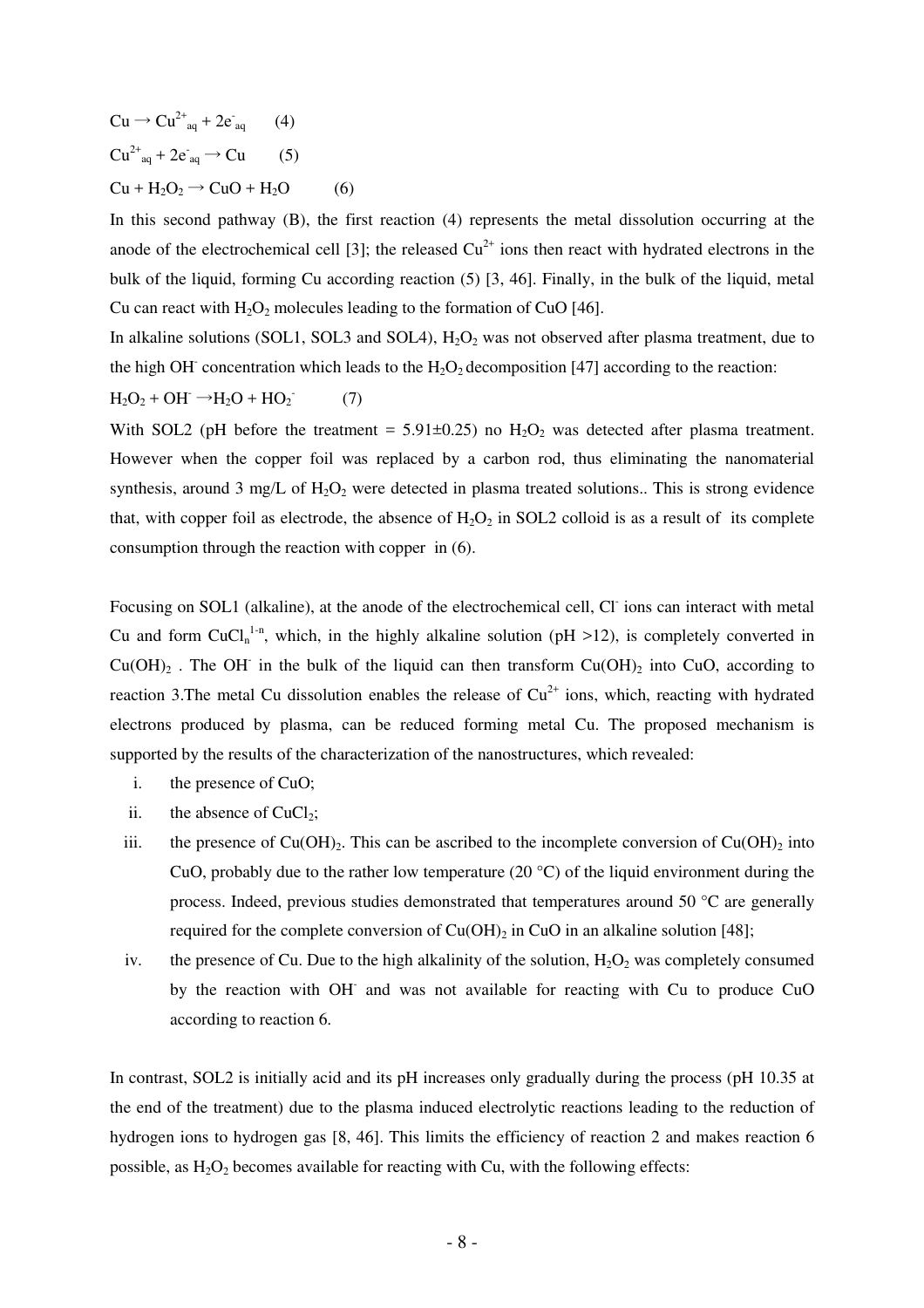$Cu \rightarrow Cu^{2+}_{aq} + 2e^{-}_{aq}$ (4)

$Cu^{2+}_{aq} + 2e^{-}_{aq} \rightarrow Cu$ (5)

$Cu + H_2O_2 \rightarrow CuO + H_2O$ (6)

In this second pathway (B), the first reaction (4) represents the metal dissolution occurring at the anode of the electrochemical cell [3]; the released $Cu^{2+}$ ions then react with hydrated electrons in the bulk of the liquid, forming Cu according reaction (5) [3, 46]. Finally, in the bulk of the liquid, metal Cu can react with $H_2O_2$ molecules leading to the formation of CuO [46].

In alkaline solutions (SOL1, SOL3 and SOL4), $H_2O_2$ was not observed after plasma treatment, due to the high $OH^-$ concentration which leads to the $H_2O_2$ decomposition [47] according to the reaction:

$H_2O_2 + OH^- \rightarrow H_2O + HO_2^-$ (7)

With SOL2 (pH before the treatment = 5.91±0.25) no $H_2O_2$ was detected after plasma treatment. However when the copper foil was replaced by a carbon rod, thus eliminating the nanomaterial synthesis, around 3 mg/L of $H_2O_2$ were detected in plasma treated solutions.. This is strong evidence that, with copper foil as electrode, the absence of $H_2O_2$ in SOL2 colloid is as a result of its complete consumption through the reaction with copper in (6).

Focusing on SOL1 (alkaline), at the anode of the electrochemical cell, $Cl^-$ ions can interact with metal Cu and form $CuCl_n^{1-n}$, which, in the highly alkaline solution (pH >12), is completely converted in $Cu(OH)_2$ . The $OH^-$ in the bulk of the liquid can then transform $Cu(OH)_2$ into CuO, according to reaction 3.The metal Cu dissolution enables the release of $Cu^{2+}$ ions, which, reacting with hydrated electrons produced by plasma, can be reduced forming metal Cu. The proposed mechanism is supported by the results of the characterization of the nanostructures, which revealed:

i. the presence of CuO;
ii. the absence of $CuCl_2$;
iii. the presence of $Cu(OH)_2$. This can be ascribed to the incomplete conversion of $Cu(OH)_2$ into CuO, probably due to the rather low temperature (20 °C) of the liquid environment during the process. Indeed, previous studies demonstrated that temperatures around 50 °C are generally required for the complete conversion of $Cu(OH)_2$ in CuO in an alkaline solution [48];
iv. the presence of Cu. Due to the high alkalinity of the solution, $H_2O_2$ was completely consumed by the reaction with $OH^-$ and was not available for reacting with Cu to produce CuO according to reaction 6.

In contrast, SOL2 is initially acid and its pH increases only gradually during the process (pH 10.35 at the end of the treatment) due to the plasma induced electrolytic reactions leading to the reduction of hydrogen ions to hydrogen gas [8, 46]. This limits the efficiency of reaction 2 and makes reaction 6 possible, as $H_2O_2$ becomes available for reacting with Cu, with the following effects: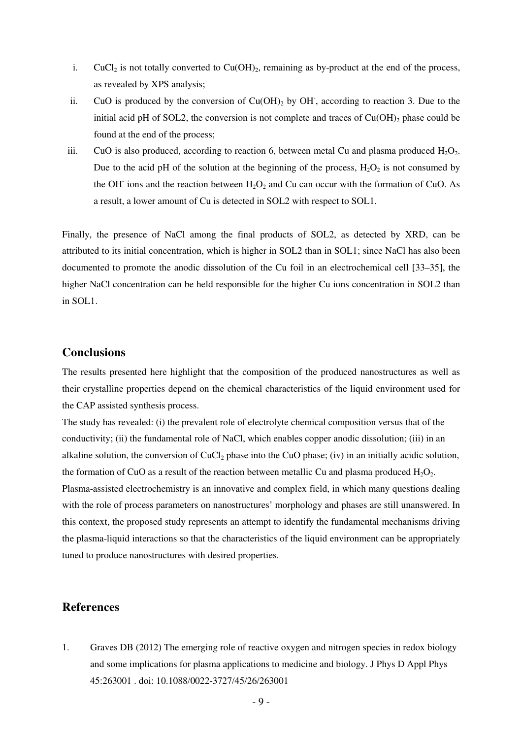i. $CuCl_2$ is not totally converted to $Cu(OH)_2$, remaining as by-product at the end of the process, as revealed by XPS analysis;

ii. CuO is produced by the conversion of $Cu(OH)_2$ by $OH^-$, according to reaction 3. Due to the initial acid pH of SOL2, the conversion is not complete and traces of $Cu(OH)_2$ phase could be found at the end of the process;

iii. CuO is also produced, according to reaction 6, between metal Cu and plasma produced $H_2O_2$. Due to the acid pH of the solution at the beginning of the process, $H_2O_2$ is not consumed by the $OH^-$ ions and the reaction between $H_2O_2$ and Cu can occur with the formation of CuO. As a result, a lower amount of Cu is detected in SOL2 with respect to SOL1.

Finally, the presence of NaCl among the final products of SOL2, as detected by XRD, can be attributed to its initial concentration, which is higher in SOL2 than in SOL1; since NaCl has also been documented to promote the anodic dissolution of the Cu foil in an electrochemical cell [33–35], the higher NaCl concentration can be held responsible for the higher Cu ions concentration in SOL2 than in SOL1.

## Conclusions

The results presented here highlight that the composition of the produced nanostructures as well as their crystalline properties depend on the chemical characteristics of the liquid environment used for the CAP assisted synthesis process.

The study has revealed: (i) the prevalent role of electrolyte chemical composition versus that of the conductivity; (ii) the fundamental role of NaCl, which enables copper anodic dissolution; (iii) in an alkaline solution, the conversion of $CuCl_2$ phase into the CuO phase; (iv) in an initially acidic solution, the formation of CuO as a result of the reaction between metallic Cu and plasma produced $H_2O_2$.

Plasma-assisted electrochemistry is an innovative and complex field, in which many questions dealing with the role of process parameters on nanostructures' morphology and phases are still unanswered. In this context, the proposed study represents an attempt to identify the fundamental mechanisms driving the plasma-liquid interactions so that the characteristics of the liquid environment can be appropriately tuned to produce nanostructures with desired properties.

## References

1. Graves DB (2012) The emerging role of reactive oxygen and nitrogen species in redox biology and some implications for plasma applications to medicine and biology. J Phys D Appl Phys 45:263001 . doi: 10.1088/0022-3727/45/26/263001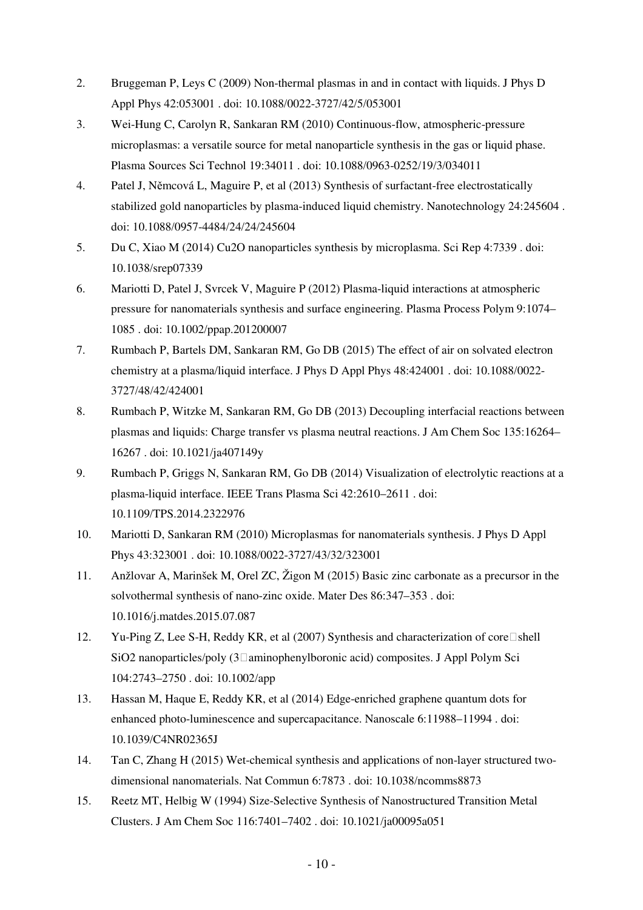2. Bruggeman P, Leys C (2009) Non-thermal plasmas in and in contact with liquids. J Phys D Appl Phys 42:053001 . doi: 10.1088/0022-3727/42/5/053001
3. Wei-Hung C, Carolyn R, Sankaran RM (2010) Continuous-flow, atmospheric-pressure microplasmas: a versatile source for metal nanoparticle synthesis in the gas or liquid phase. Plasma Sources Sci Technol 19:34011 . doi: 10.1088/0963-0252/19/3/034011
4. Patel J, Němcová L, Maguire P, et al (2013) Synthesis of surfactant-free electrostatically stabilized gold nanoparticles by plasma-induced liquid chemistry. Nanotechnology 24:245604 . doi: 10.1088/0957-4484/24/24/245604
5. Du C, Xiao M (2014) Cu2O nanoparticles synthesis by microplasma. Sci Rep 4:7339 . doi: 10.1038/srep07339
6. Mariotti D, Patel J, Svrcek V, Maguire P (2012) Plasma-liquid interactions at atmospheric pressure for nanomaterials synthesis and surface engineering. Plasma Process Polym 9:1074–1085 . doi: 10.1002/ppap.201200007
7. Rumbach P, Bartels DM, Sankaran RM, Go DB (2015) The effect of air on solvated electron chemistry at a plasma/liquid interface. J Phys D Appl Phys 48:424001 . doi: 10.1088/0022-3727/48/42/424001
8. Rumbach P, Witzke M, Sankaran RM, Go DB (2013) Decoupling interfacial reactions between plasmas and liquids: Charge transfer vs plasma neutral reactions. J Am Chem Soc 135:16264–16267 . doi: 10.1021/ja407149y
9. Rumbach P, Griggs N, Sankaran RM, Go DB (2014) Visualization of electrolytic reactions at a plasma-liquid interface. IEEE Trans Plasma Sci 42:2610–2611 . doi: 10.1109/TPS.2014.2322976
10. Mariotti D, Sankaran RM (2010) Microplasmas for nanomaterials synthesis. J Phys D Appl Phys 43:323001 . doi: 10.1088/0022-3727/43/32/323001
11. Anžlovar A, Marinšek M, Orel ZC, Žigon M (2015) Basic zinc carbonate as a precursor in the solvothermal synthesis of nano-zinc oxide. Mater Des 86:347–353 . doi: 10.1016/j.matdes.2015.07.087
12. Yu-Ping Z, Lee S-H, Reddy KR, et al (2007) Synthesis and characterization of core□shell SiO2 nanoparticles/poly (3□aminophenylboronic acid) composites. J Appl Polym Sci 104:2743–2750 . doi: 10.1002/app
13. Hassan M, Haque E, Reddy KR, et al (2014) Edge-enriched graphene quantum dots for enhanced photo-luminescence and supercapacitance. Nanoscale 6:11988–11994 . doi: 10.1039/C4NR02365J
14. Tan C, Zhang H (2015) Wet-chemical synthesis and applications of non-layer structured two-dimensional nanomaterials. Nat Commun 6:7873 . doi: 10.1038/ncomms8873
15. Reetz MT, Helbig W (1994) Size-Selective Synthesis of Nanostructured Transition Metal Clusters. J Am Chem Soc 116:7401–7402 . doi: 10.1021/ja00095a051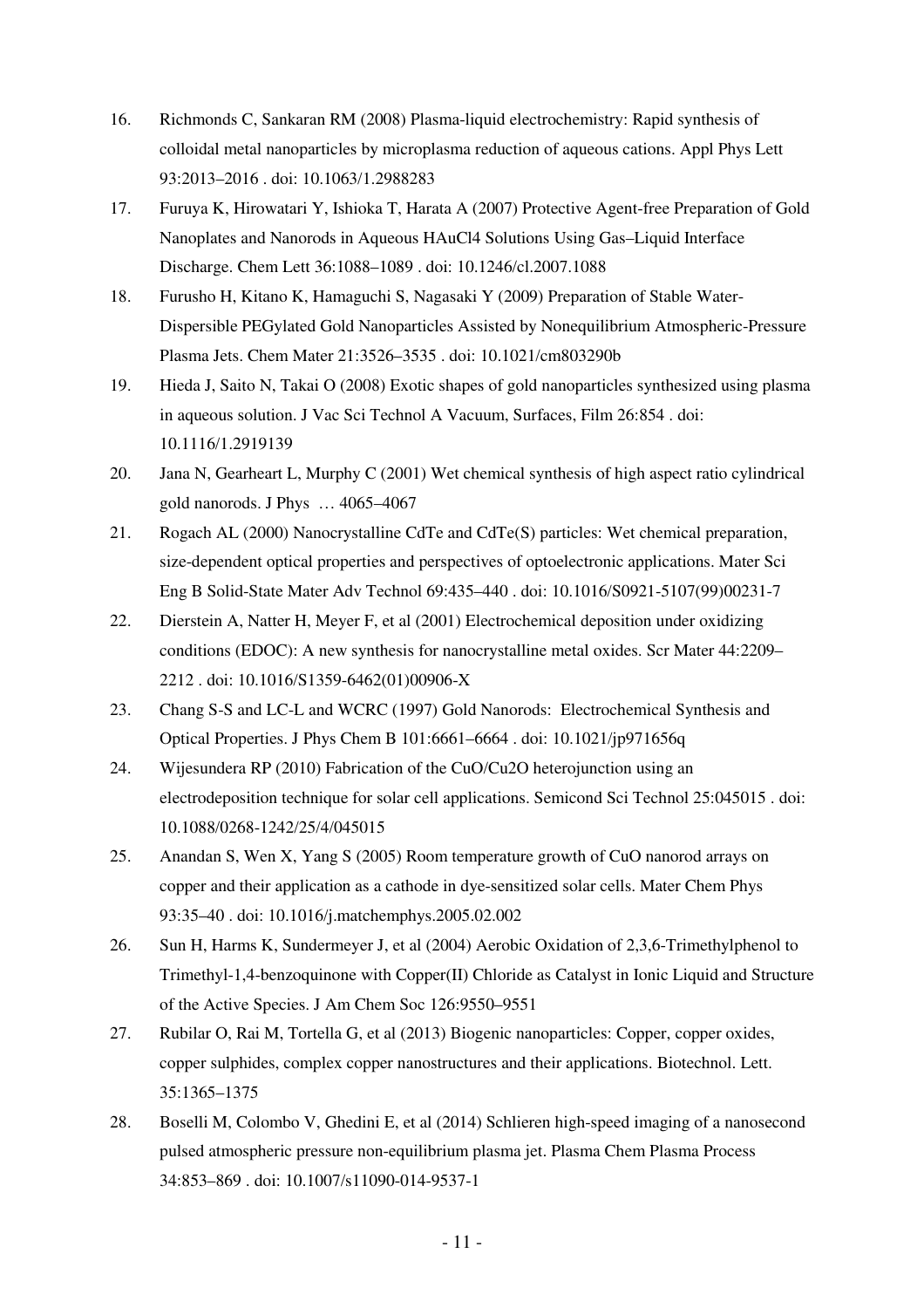16. Richmonds C, Sankaran RM (2008) Plasma-liquid electrochemistry: Rapid synthesis of colloidal metal nanoparticles by microplasma reduction of aqueous cations. Appl Phys Lett 93:2013–2016 . doi: 10.1063/1.2988283
17. Furuya K, Hirowatari Y, Ishioka T, Harata A (2007) Protective Agent-free Preparation of Gold Nanoplates and Nanorods in Aqueous HAuCl4 Solutions Using Gas–Liquid Interface Discharge. Chem Lett 36:1088–1089 . doi: 10.1246/cl.2007.1088
18. Furusho H, Kitano K, Hamaguchi S, Nagasaki Y (2009) Preparation of Stable Water-Dispersible PEGylated Gold Nanoparticles Assisted by Nonequilibrium Atmospheric-Pressure Plasma Jets. Chem Mater 21:3526–3535 . doi: 10.1021/cm803290b
19. Hieda J, Saito N, Takai O (2008) Exotic shapes of gold nanoparticles synthesized using plasma in aqueous solution. J Vac Sci Technol A Vacuum, Surfaces, Film 26:854 . doi: 10.1116/1.2919139
20. Jana N, Gearheart L, Murphy C (2001) Wet chemical synthesis of high aspect ratio cylindrical gold nanorods. J Phys … 4065–4067
21. Rogach AL (2000) Nanocrystalline CdTe and CdTe(S) particles: Wet chemical preparation, size-dependent optical properties and perspectives of optoelectronic applications. Mater Sci Eng B Solid-State Mater Adv Technol 69:435–440 . doi: 10.1016/S0921-5107(99)00231-7
22. Dierstein A, Natter H, Meyer F, et al (2001) Electrochemical deposition under oxidizing conditions (EDOC): A new synthesis for nanocrystalline metal oxides. Scr Mater 44:2209–2212 . doi: 10.1016/S1359-6462(01)00906-X
23. Chang S-S and LC-L and WCRC (1997) Gold Nanorods: Electrochemical Synthesis and Optical Properties. J Phys Chem B 101:6661–6664 . doi: 10.1021/jp971656q
24. Wijesundera RP (2010) Fabrication of the CuO/Cu2O heterojunction using an electrodeposition technique for solar cell applications. Semicond Sci Technol 25:045015 . doi: 10.1088/0268-1242/25/4/045015
25. Anandan S, Wen X, Yang S (2005) Room temperature growth of CuO nanorod arrays on copper and their application as a cathode in dye-sensitized solar cells. Mater Chem Phys 93:35–40 . doi: 10.1016/j.matchemphys.2005.02.002
26. Sun H, Harms K, Sundermeyer J, et al (2004) Aerobic Oxidation of 2,3,6-Trimethylphenol to Trimethyl-1,4-benzoquinone with Copper(II) Chloride as Catalyst in Ionic Liquid and Structure of the Active Species. J Am Chem Soc 126:9550–9551
27. Rubilar O, Rai M, Tortella G, et al (2013) Biogenic nanoparticles: Copper, copper oxides, copper sulphides, complex copper nanostructures and their applications. Biotechnol. Lett. 35:1365–1375
28. Boselli M, Colombo V, Ghedini E, et al (2014) Schlieren high-speed imaging of a nanosecond pulsed atmospheric pressure non-equilibrium plasma jet. Plasma Chem Plasma Process 34:853–869 . doi: 10.1007/s11090-014-9537-1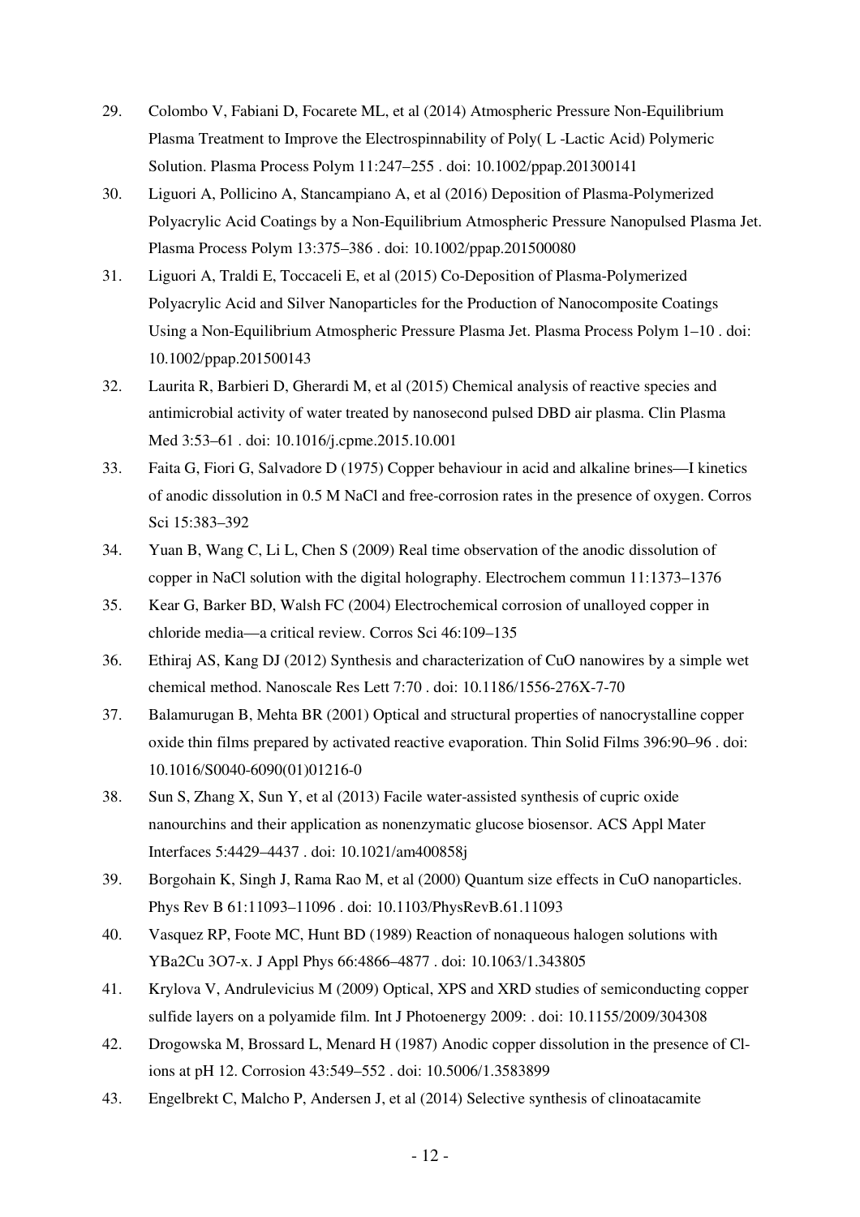29. Colombo V, Fabiani D, Focarete ML, et al (2014) Atmospheric Pressure Non-Equilibrium Plasma Treatment to Improve the Electrospinnability of Poly( L -Lactic Acid) Polymeric Solution. Plasma Process Polym 11:247–255 . doi: 10.1002/ppap.201300141
30. Liguori A, Pollicino A, Stancampiano A, et al (2016) Deposition of Plasma-Polymerized Polyacrylic Acid Coatings by a Non-Equilibrium Atmospheric Pressure Nanopulsed Plasma Jet. Plasma Process Polym 13:375–386 . doi: 10.1002/ppap.201500080
31. Liguori A, Traldi E, Toccaceli E, et al (2015) Co-Deposition of Plasma-Polymerized Polyacrylic Acid and Silver Nanoparticles for the Production of Nanocomposite Coatings Using a Non-Equilibrium Atmospheric Pressure Plasma Jet. Plasma Process Polym 1–10 . doi: 10.1002/ppap.201500143
32. Laurita R, Barbieri D, Gherardi M, et al (2015) Chemical analysis of reactive species and antimicrobial activity of water treated by nanosecond pulsed DBD air plasma. Clin Plasma Med 3:53–61 . doi: 10.1016/j.cpme.2015.10.001
33. Faita G, Fiori G, Salvadore D (1975) Copper behaviour in acid and alkaline brines—I kinetics of anodic dissolution in 0.5 M NaCl and free-corrosion rates in the presence of oxygen. Corros Sci 15:383–392
34. Yuan B, Wang C, Li L, Chen S (2009) Real time observation of the anodic dissolution of copper in NaCl solution with the digital holography. Electrochem commun 11:1373–1376
35. Kear G, Barker BD, Walsh FC (2004) Electrochemical corrosion of unalloyed copper in chloride media—a critical review. Corros Sci 46:109–135
36. Ethiraj AS, Kang DJ (2012) Synthesis and characterization of CuO nanowires by a simple wet chemical method. Nanoscale Res Lett 7:70 . doi: 10.1186/1556-276X-7-70
37. Balamurugan B, Mehta BR (2001) Optical and structural properties of nanocrystalline copper oxide thin films prepared by activated reactive evaporation. Thin Solid Films 396:90–96 . doi: 10.1016/S0040-6090(01)01216-0
38. Sun S, Zhang X, Sun Y, et al (2013) Facile water-assisted synthesis of cupric oxide nanourchins and their application as nonenzymatic glucose biosensor. ACS Appl Mater Interfaces 5:4429–4437 . doi: 10.1021/am400858j
39. Borgohain K, Singh J, Rama Rao M, et al (2000) Quantum size effects in CuO nanoparticles. Phys Rev B 61:11093–11096 . doi: 10.1103/PhysRevB.61.11093
40. Vasquez RP, Foote MC, Hunt BD (1989) Reaction of nonaqueous halogen solutions with YBa2Cu 3O7-x. J Appl Phys 66:4866–4877 . doi: 10.1063/1.343805
41. Krylova V, Andrulevicius M (2009) Optical, XPS and XRD studies of semiconducting copper sulfide layers on a polyamide film. Int J Photoenergy 2009: . doi: 10.1155/2009/304308
42. Drogowska M, Brossard L, Menard H (1987) Anodic copper dissolution in the presence of Cl- ions at pH 12. Corrosion 43:549–552 . doi: 10.5006/1.3583899
43. Engelbrekt C, Malcho P, Andersen J, et al (2014) Selective synthesis of clinoatacamite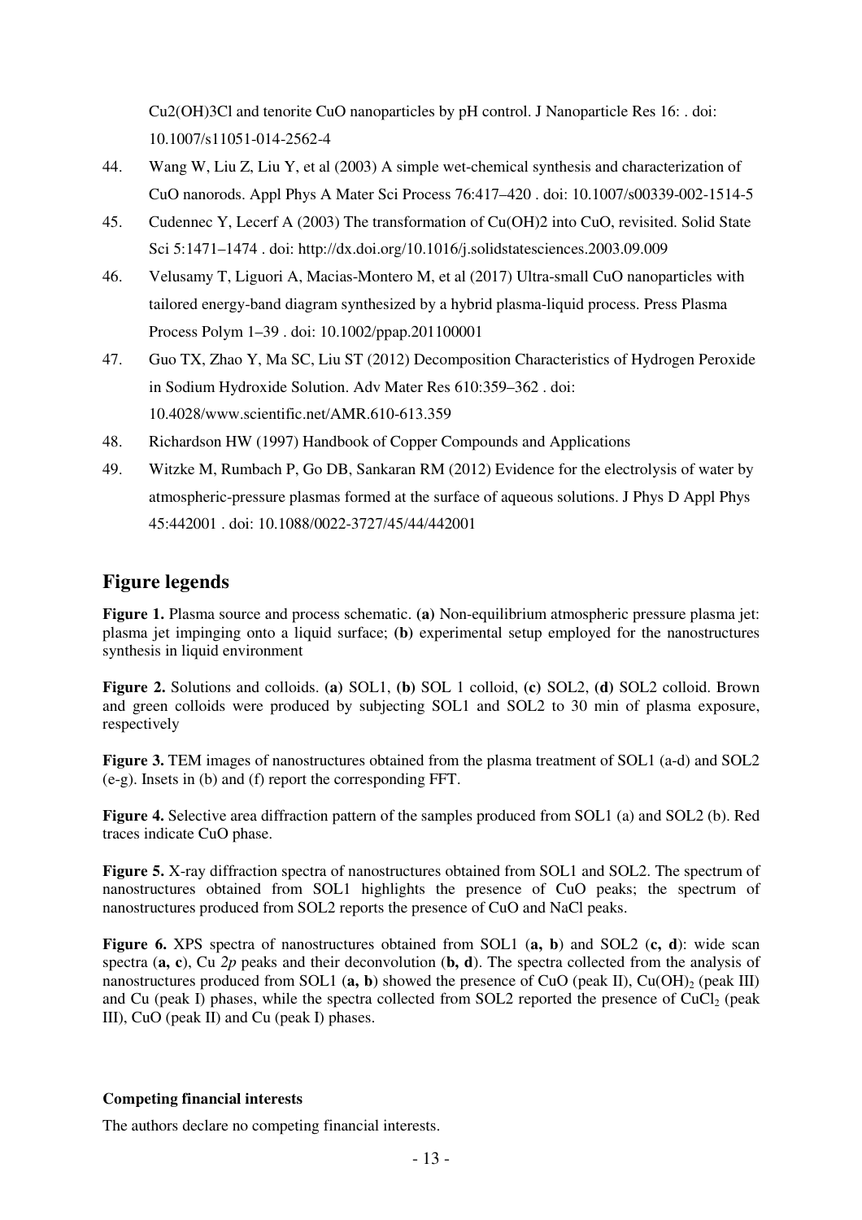Cu2(OH)3Cl and tenorite CuO nanoparticles by pH control. J Nanoparticle Res 16: . doi: 10.1007/s11051-014-2562-4

44. Wang W, Liu Z, Liu Y, et al (2003) A simple wet-chemical synthesis and characterization of CuO nanorods. Appl Phys A Mater Sci Process 76:417–420 . doi: 10.1007/s00339-002-1514-5
45. Cudennec Y, Lecerf A (2003) The transformation of Cu(OH)2 into CuO, revisited. Solid State Sci 5:1471–1474 . doi: http://dx.doi.org/10.1016/j.solidstatesciences.2003.09.009
46. Velusamy T, Liguori A, Macias-Montero M, et al (2017) Ultra-small CuO nanoparticles with tailored energy-band diagram synthesized by a hybrid plasma-liquid process. Press Plasma Process Polym 1–39 . doi: 10.1002/ppap.201100001
47. Guo TX, Zhao Y, Ma SC, Liu ST (2012) Decomposition Characteristics of Hydrogen Peroxide in Sodium Hydroxide Solution. Adv Mater Res 610:359–362 . doi: 10.4028/www.scientific.net/AMR.610-613.359
48. Richardson HW (1997) Handbook of Copper Compounds and Applications
49. Witzke M, Rumbach P, Go DB, Sankaran RM (2012) Evidence for the electrolysis of water by atmospheric-pressure plasmas formed at the surface of aqueous solutions. J Phys D Appl Phys 45:442001 . doi: 10.1088/0022-3727/45/44/442001

## Figure legends

**Figure 1.** Plasma source and process schematic. **(a)** Non-equilibrium atmospheric pressure plasma jet: plasma jet impinging onto a liquid surface; **(b)** experimental setup employed for the nanostructures synthesis in liquid environment

**Figure 2.** Solutions and colloids. **(a)** SOL1, **(b)** SOL 1 colloid, **(c)** SOL2, **(d)** SOL2 colloid. Brown and green colloids were produced by subjecting SOL1 and SOL2 to 30 min of plasma exposure, respectively

**Figure 3.** TEM images of nanostructures obtained from the plasma treatment of SOL1 (a-d) and SOL2 (e-g). Insets in (b) and (f) report the corresponding FFT.

**Figure 4.** Selective area diffraction pattern of the samples produced from SOL1 (a) and SOL2 (b). Red traces indicate CuO phase.

**Figure 5.** X-ray diffraction spectra of nanostructures obtained from SOL1 and SOL2. The spectrum of nanostructures obtained from SOL1 highlights the presence of CuO peaks; the spectrum of nanostructures produced from SOL2 reports the presence of CuO and NaCl peaks.

**Figure 6.** XPS spectra of nanostructures obtained from SOL1 (**a, b**) and SOL2 (**c, d**): wide scan spectra (**a, c**), Cu *2p* peaks and their deconvolution (**b, d**). The spectra collected from the analysis of nanostructures produced from SOL1 (**a, b**) showed the presence of CuO (peak II), $Cu(OH)_2$ (peak III) and Cu (peak I) phases, while the spectra collected from SOL2 reported the presence of $CuCl_2$ (peak III), CuO (peak II) and Cu (peak I) phases.

**Competing financial interests**

The authors declare no competing financial interests.